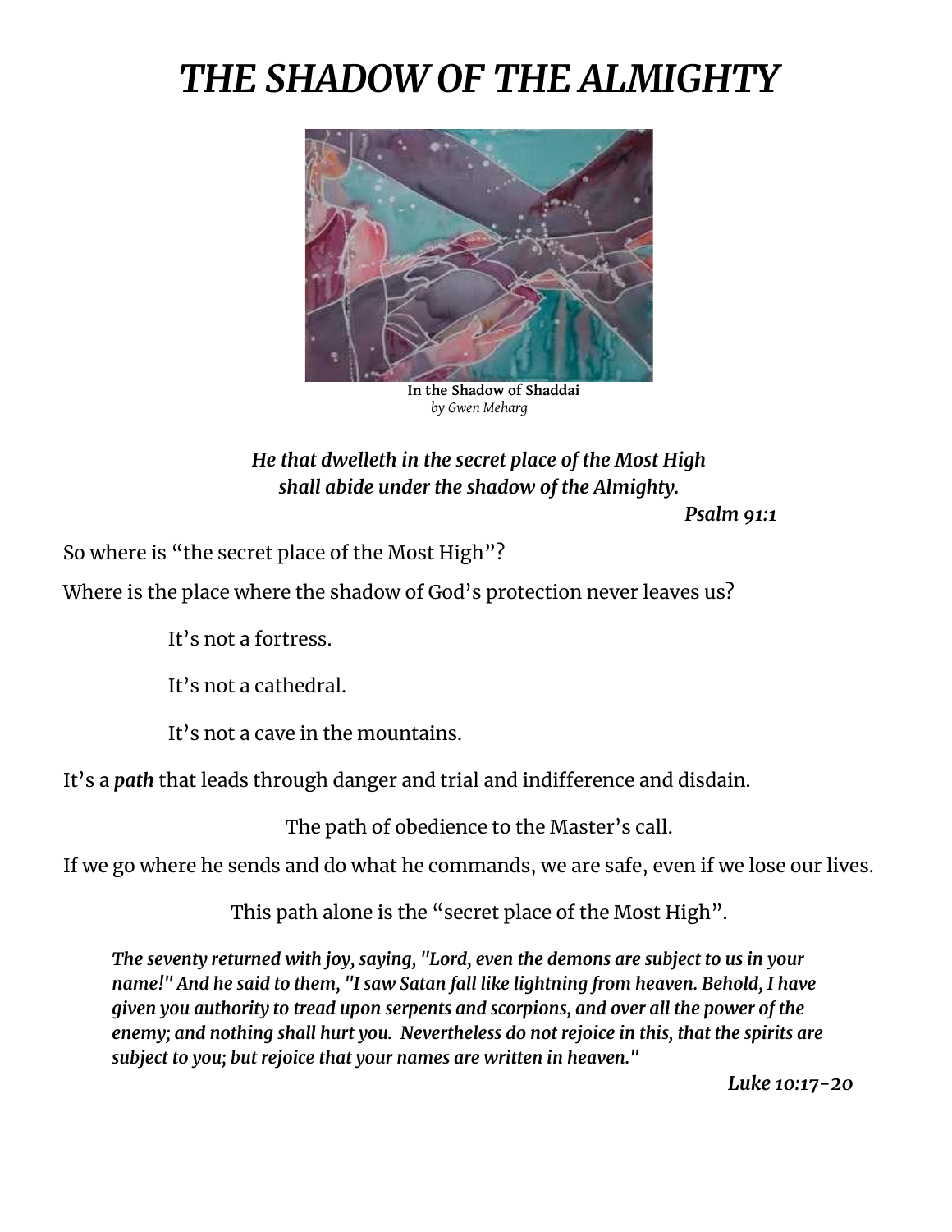# *THE SHADOW OF THE ALMIGHTY*

**In the Shadow of Shaddai**
*by Gwen Meharg*

***He that dwelleth in the secret place of the Most High***
***shall abide under the shadow of the Almighty.***

***Psalm 91:1***

So where is "the secret place of the Most High"?

Where is the place where the shadow of God's protection never leaves us?

It's not a fortress.

It's not a cathedral.

It's not a cave in the mountains.

It's a ***path*** that leads through danger and trial and indifference and disdain.

The path of obedience to the Master's call.

If we go where he sends and do what he commands, we are safe, even if we lose our lives.

This path alone is the "secret place of the Most High".

> ***The seventy returned with joy, saying, "Lord, even the demons are subject to us in your name!" And he said to them, "I saw Satan fall like lightning from heaven. Behold, I have given you authority to tread upon serpents and scorpions, and over all the power of the enemy; and nothing shall hurt you. Nevertheless do not rejoice in this, that the spirits are subject to you; but rejoice that your names are written in heaven."***
>
> ***Luke 10:17-20***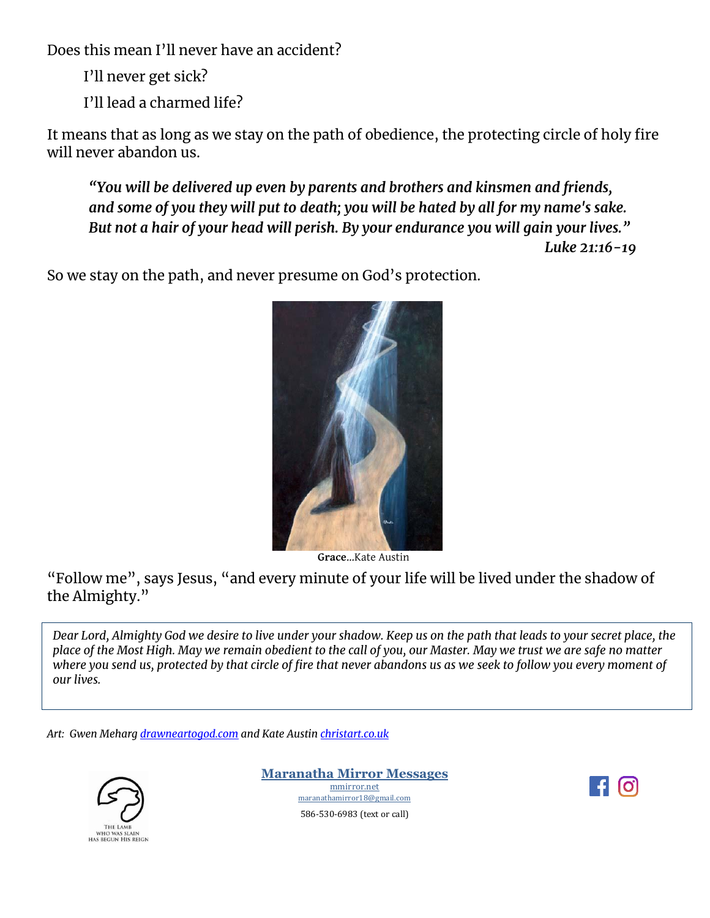Does this mean I'll never have an accident?

I'll never get sick?

I'll lead a charmed life?

It means that as long as we stay on the path of obedience, the protecting circle of holy fire will never abandon us.

> ***"You will be delivered up even by parents and brothers and kinsmen and friends, and some of you they will put to death; you will be hated by all for my name's sake. But not a hair of your head will perish. By your endurance you will gain your lives."***
>
> ***Luke 21:16-19***

So we stay on the path, and never presume on God's protection.

**Grace**...Kate Austin

"Follow me", says Jesus, "and every minute of your life will be lived under the shadow of the Almighty."

*Dear Lord, Almighty God we desire to live under your shadow. Keep us on the path that leads to your secret place, the place of the Most High. May we remain obedient to the call of you, our Master. May we trust we are safe no matter where you send us, protected by that circle of fire that never abandons us as we seek to follow you every moment of our lives.*

*Art: Gwen Meharg [drawneartogod.com](drawneartogod.com) and Kate Austin [christart.co.uk](christart.co.uk)*

THE LAMB WHO WAS SLAIN HAS BEGUN HIS REIGN

**Maranatha Mirror Messages**

mmirror.net

maranathamirror18@gmail.com

586-530-6983 (text or call)